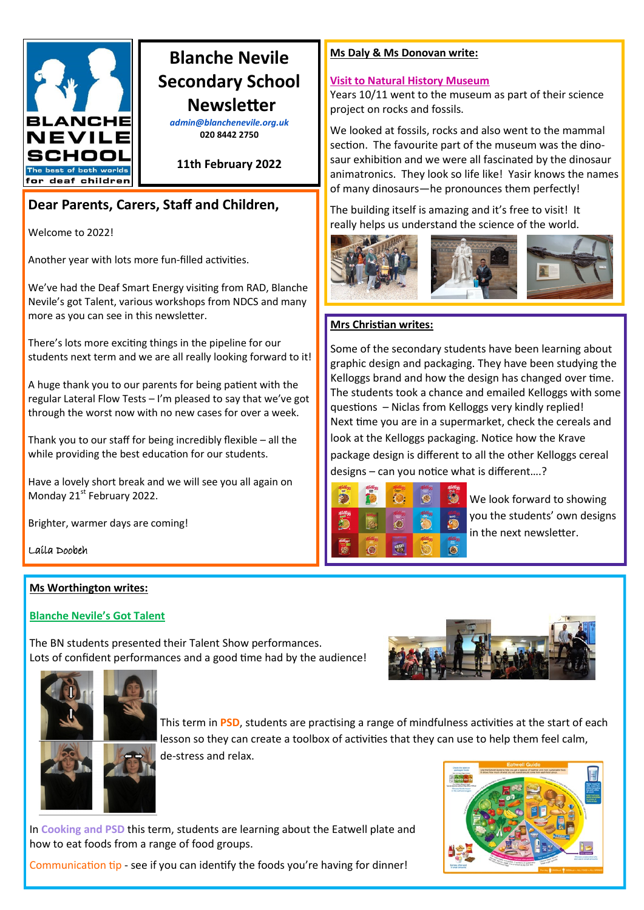# Blanche Nevile Secondary School Newsletter

*admin@blanchenevile.org.uk*
**020 8442 2750**

**11th February 2022**

## Dear Parents, Carers, Staff and Children,

Welcome to 2022!

Another year with lots more fun-filled activities.

We've had the Deaf Smart Energy visiting from RAD, Blanche Nevile's got Talent, various workshops from NDCS and many more as you can see in this newsletter.

There's lots more exciting things in the pipeline for our students next term and we are all really looking forward to it!

A huge thank you to our parents for being patient with the regular Lateral Flow Tests – I'm pleased to say that we've got through the worst now with no new cases for over a week.

Thank you to our staff for being incredibly flexible – all the while providing the best education for our students.

Have a lovely short break and we will see you all again on Monday 21st February 2022.

Brighter, warmer days are coming!

Laila Doobeh

## Ms Daly & Ms Donovan write:

### Visit to Natural History Museum

Years 10/11 went to the museum as part of their science project on rocks and fossils.

We looked at fossils, rocks and also went to the mammal section. The favourite part of the museum was the dinosaur exhibition and we were all fascinated by the dinosaur animatronics. They look so life like! Yasir knows the names of many dinosaurs—he pronounces them perfectly!

The building itself is amazing and it's free to visit! It really helps us understand the science of the world.

## Mrs Christian writes:

Some of the secondary students have been learning about graphic design and packaging. They have been studying the Kelloggs brand and how the design has changed over time. The students took a chance and emailed Kelloggs with some questions – Niclas from Kelloggs very kindly replied!
Next time you are in a supermarket, check the cereals and look at the Kelloggs packaging. Notice how the Krave package design is different to all the other Kelloggs cereal designs – can you notice what is different….?

We look forward to showing you the students' own designs in the next newsletter.

## Ms Worthington writes:

### Blanche Nevile's Got Talent

The BN students presented their Talent Show performances.
Lots of confident performances and a good time had by the audience!

This term in **PSD**, students are practising a range of mindfulness activities at the start of each lesson so they can create a toolbox of activities that they can use to help them feel calm, de-stress and relax.

In **Cooking and PSD** this term, students are learning about the Eatwell plate and how to eat foods from a range of food groups.

Communication tip - see if you can identify the foods you're having for dinner!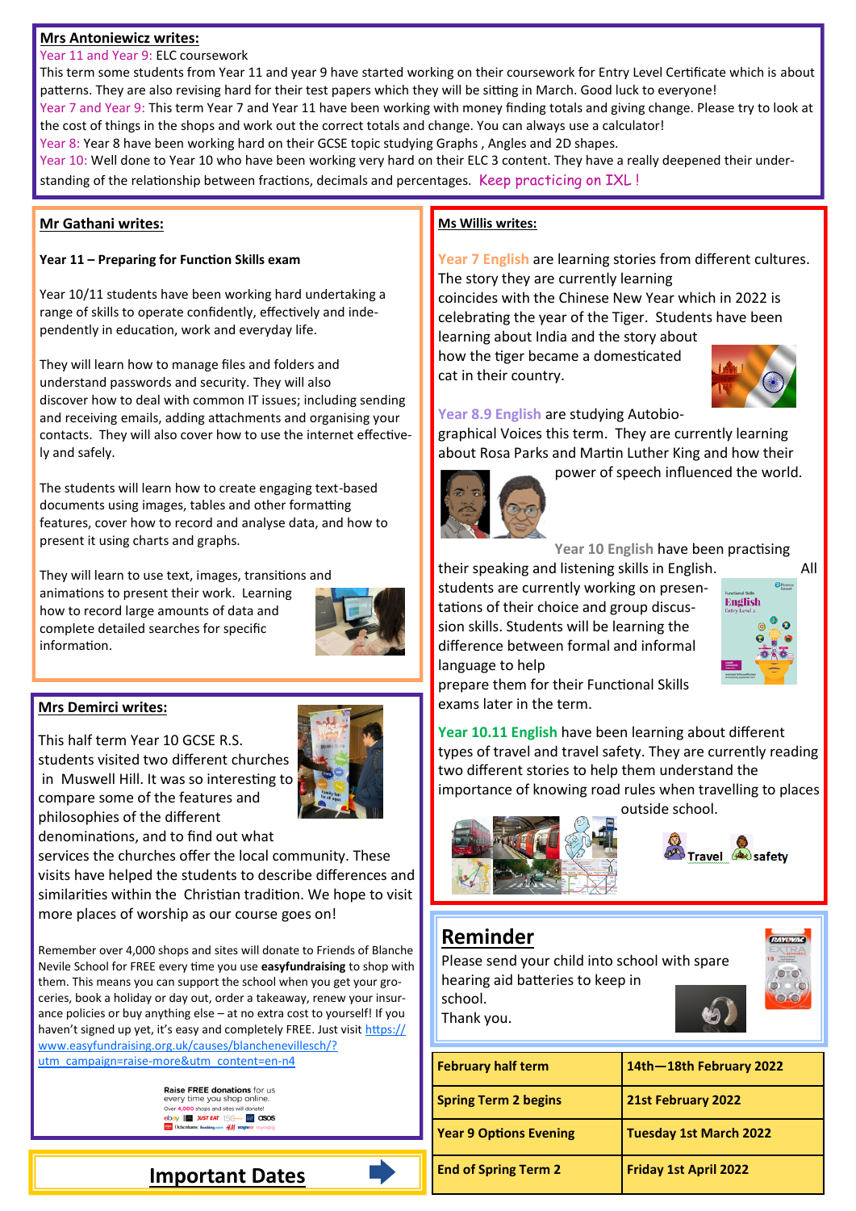## Mrs Antoniewicz writes:

Year 11 and Year 9: ELC coursework

This term some students from Year 11 and year 9 have started working on their coursework for Entry Level Certificate which is about patterns. They are also revising hard for their test papers which they will be sitting in March. Good luck to everyone!

Year 7 and Year 9: This term Year 7 and Year 11 have been working with money finding totals and giving change. Please try to look at the cost of things in the shops and work out the correct totals and change. You can always use a calculator!

Year 8: Year 8 have been working hard on their GCSE topic studying Graphs , Angles and 2D shapes.

Year 10: Well done to Year 10 who have been working very hard on their ELC 3 content. They have a really deepened their understanding of the relationship between fractions, decimals and percentages. Keep practicing on IXL !

## Mr Gathani writes:

**Year 11 – Preparing for Function Skills exam**

Year 10/11 students have been working hard undertaking a range of skills to operate confidently, effectively and independently in education, work and everyday life.

They will learn how to manage files and folders and understand passwords and security. They will also discover how to deal with common IT issues; including sending and receiving emails, adding attachments and organising your contacts. They will also cover how to use the internet effectively and safely.

The students will learn how to create engaging text-based documents using images, tables and other formatting features, cover how to record and analyse data, and how to present it using charts and graphs.

They will learn to use text, images, transitions and animations to present their work. Learning how to record large amounts of data and complete detailed searches for specific information.

## Mrs Demirci writes:

This half term Year 10 GCSE R.S. students visited two different churches in Muswell Hill. It was so interesting to compare some of the features and philosophies of the different denominations, and to find out what services the churches offer the local community. These visits have helped the students to describe differences and similarities within the Christian tradition. We hope to visit more places of worship as our course goes on!

Remember over 4,000 shops and sites will donate to Friends of Blanche Nevile School for FREE every time you use **easyfundraising** to shop with them. This means you can support the school when you get your groceries, book a holiday or day out, order a takeaway, renew your insurance policies or buy anything else – at no extra cost to yourself! If you haven't signed up yet, it's easy and completely FREE. Just visit https://www.easyfundraising.org.uk/causes/blanchenevillesch/?utm_campaign=raise-more&utm_content=en-n4

Raise FREE donations for us every time you shop online.
Over 4,000 shops and sites will donate!

## Ms Willis writes:

**Year 7 English** are learning stories from different cultures. The story they are currently learning coincides with the Chinese New Year which in 2022 is celebrating the year of the Tiger. Students have been learning about India and the story about how the tiger became a domesticated cat in their country.

**Year 8.9 English** are studying Autobiographical Voices this term. They are currently learning about Rosa Parks and Martin Luther King and how their power of speech influenced the world.

**Year 10 English** have been practising their speaking and listening skills in English. All students are currently working on presentations of their choice and group discussion skills. Students will be learning the difference between formal and informal language to help prepare them for their Functional Skills exams later in the term.

**Year 10.11 English** have been learning about different types of travel and travel safety. They are currently reading two different stories to help them understand the importance of knowing road rules when travelling to places outside school.

Travel safety

## Reminder

Please send your child into school with spare hearing aid batteries to keep in school.

Thank you.

## Important Dates

| | |
|---|---|
| **February half term** | **14th—18th February 2022** |
| **Spring Term 2 begins** | **21st February 2022** |
| **Year 9 Options Evening** | **Tuesday 1st March 2022** |
| **End of Spring Term 2** | **Friday 1st April 2022** |